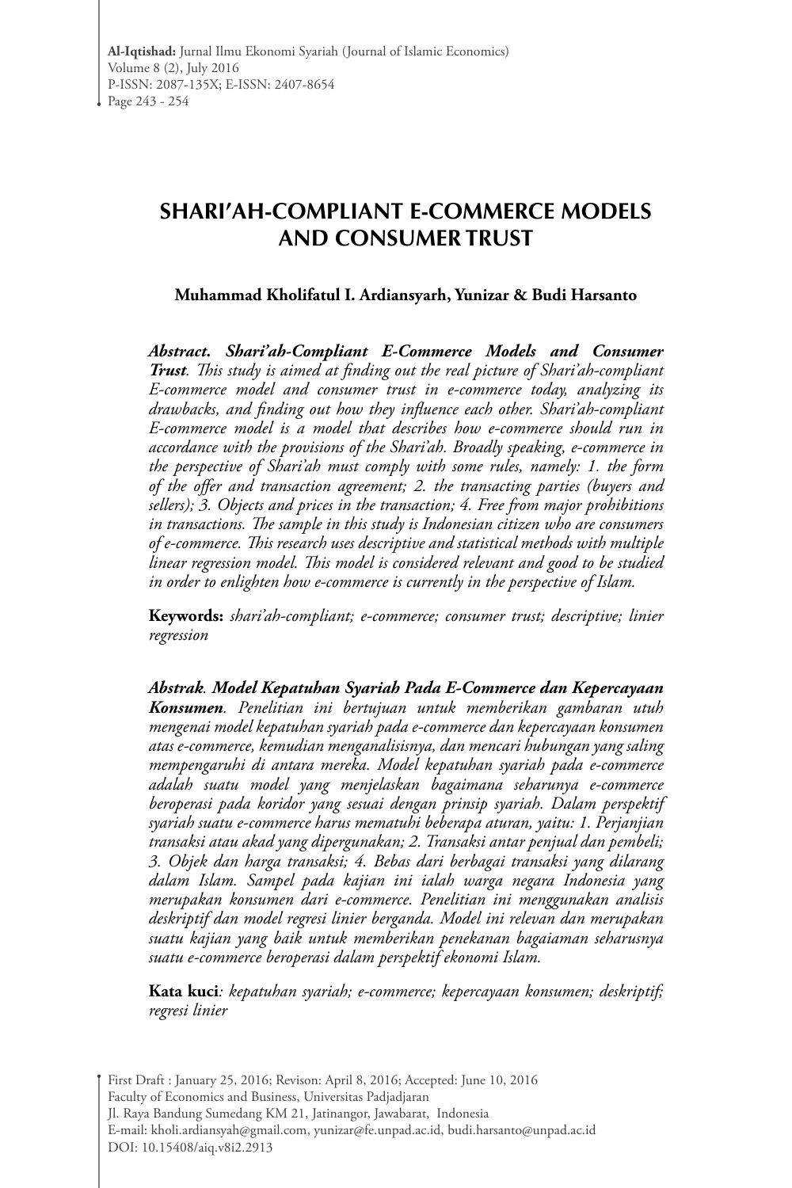# SHARI'AH-COMPLIANT E-COMMERCE MODELS AND CONSUMER TRUST

**Muhammad Kholifatul I. Ardiansyarh, Yunizar & Budi Harsanto**

***Abstract. Shari'ah-Compliant E-Commerce Models and Consumer Trust****. This study is aimed at finding out the real picture of Shari'ah-compliant E-commerce model and consumer trust in e-commerce today, analyzing its drawbacks, and finding out how they influence each other. Shari'ah-compliant E-commerce model is a model that describes how e-commerce should run in accordance with the provisions of the Shari'ah. Broadly speaking, e-commerce in the perspective of Shari'ah must comply with some rules, namely: 1. the form of the offer and transaction agreement; 2. the transacting parties (buyers and sellers); 3. Objects and prices in the transaction; 4. Free from major prohibitions in transactions. The sample in this study is Indonesian citizen who are consumers of e-commerce. This research uses descriptive and statistical methods with multiple linear regression model. This model is considered relevant and good to be studied in order to enlighten how e-commerce is currently in the perspective of Islam.*

**Keywords:** *shari'ah-compliant; e-commerce; consumer trust; descriptive; linier regression*

***Abstrak*. *Model Kepatuhan Syariah Pada E-Commerce dan Kepercayaan Konsumen****. Penelitian ini bertujuan untuk memberikan gambaran utuh mengenai model kepatuhan syariah pada e-commerce dan kepercayaan konsumen atas e-commerce, kemudian menganalisisnya, dan mencari hubungan yang saling mempengaruhi di antara mereka. Model kepatuhan syariah pada e-commerce adalah suatu model yang menjelaskan bagaimana seharunya e-commerce beroperasi pada koridor yang sesuai dengan prinsip syariah. Dalam perspektif syariah suatu e-commerce harus mematuhi beberapa aturan, yaitu: 1. Perjanjian transaksi atau akad yang dipergunakan; 2. Transaksi antar penjual dan pembeli; 3. Objek dan harga transaksi; 4. Bebas dari berbagai transaksi yang dilarang dalam Islam. Sampel pada kajian ini ialah warga negara Indonesia yang merupakan konsumen dari e-commerce. Penelitian ini menggunakan analisis deskriptif dan model regresi linier berganda. Model ini relevan dan merupakan suatu kajian yang baik untuk memberikan penekanan bagaiaman seharusnya suatu e-commerce beroperasi dalam perspektif ekonomi Islam.*

**Kata kuci***: kepatuhan syariah; e-commerce; kepercayaan konsumen; deskriptif; regresi linier*

First Draft : January 25, 2016; Revison: April 8, 2016; Accepted: June 10, 2016
Faculty of Economics and Business, Universitas Padjadjaran
Jl. Raya Bandung Sumedang KM 21, Jatinangor, Jawabarat, Indonesia
E-mail: kholi.ardiansyah@gmail.com, yunizar@fe.unpad.ac.id, budi.harsanto@unpad.ac.id
DOI: 10.15408/aiq.v8i2.2913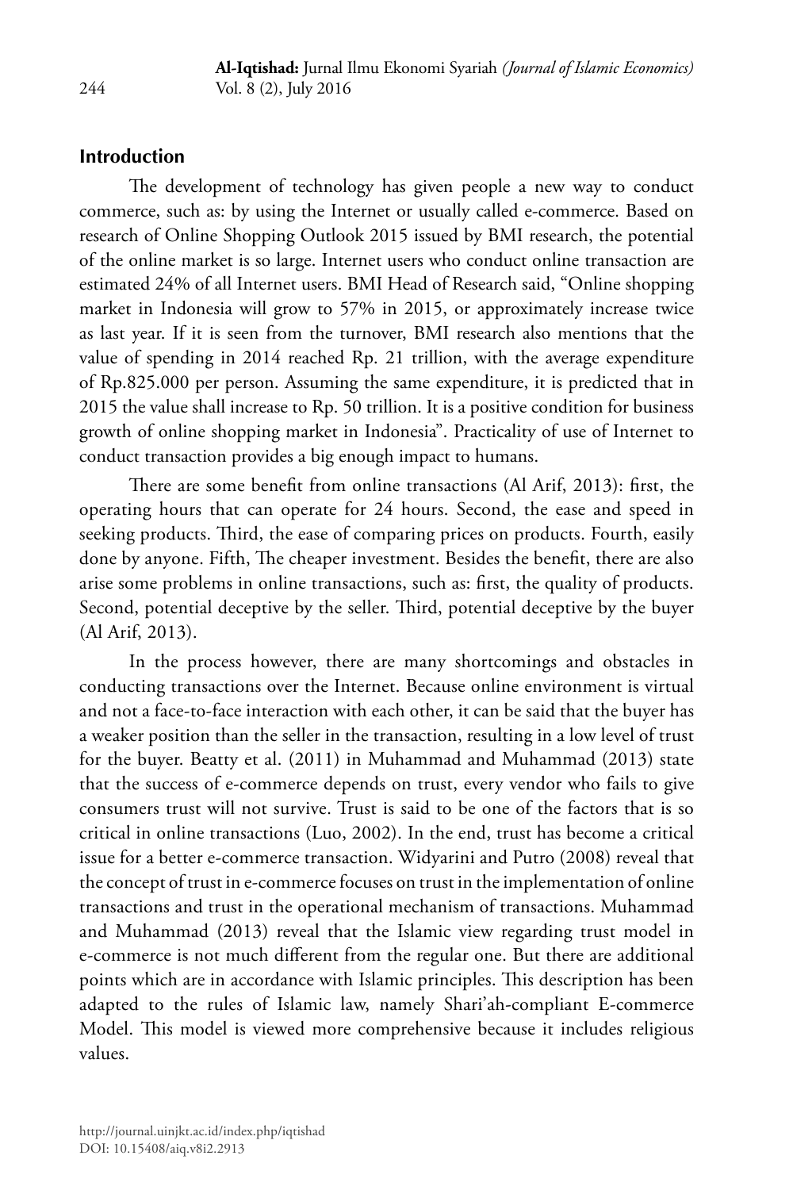## Introduction

The development of technology has given people a new way to conduct commerce, such as: by using the Internet or usually called e-commerce. Based on research of Online Shopping Outlook 2015 issued by BMI research, the potential of the online market is so large. Internet users who conduct online transaction are estimated 24% of all Internet users. BMI Head of Research said, "Online shopping market in Indonesia will grow to 57% in 2015, or approximately increase twice as last year. If it is seen from the turnover, BMI research also mentions that the value of spending in 2014 reached Rp. 21 trillion, with the average expenditure of Rp.825.000 per person. Assuming the same expenditure, it is predicted that in 2015 the value shall increase to Rp. 50 trillion. It is a positive condition for business growth of online shopping market in Indonesia". Practicality of use of Internet to conduct transaction provides a big enough impact to humans.

There are some benefit from online transactions (Al Arif, 2013): first, the operating hours that can operate for 24 hours. Second, the ease and speed in seeking products. Third, the ease of comparing prices on products. Fourth, easily done by anyone. Fifth, The cheaper investment. Besides the benefit, there are also arise some problems in online transactions, such as: first, the quality of products. Second, potential deceptive by the seller. Third, potential deceptive by the buyer (Al Arif, 2013).

In the process however, there are many shortcomings and obstacles in conducting transactions over the Internet. Because online environment is virtual and not a face-to-face interaction with each other, it can be said that the buyer has a weaker position than the seller in the transaction, resulting in a low level of trust for the buyer. Beatty et al. (2011) in Muhammad and Muhammad (2013) state that the success of e-commerce depends on trust, every vendor who fails to give consumers trust will not survive. Trust is said to be one of the factors that is so critical in online transactions (Luo, 2002). In the end, trust has become a critical issue for a better e-commerce transaction. Widyarini and Putro (2008) reveal that the concept of trust in e-commerce focuses on trust in the implementation of online transactions and trust in the operational mechanism of transactions. Muhammad and Muhammad (2013) reveal that the Islamic view regarding trust model in e-commerce is not much different from the regular one. But there are additional points which are in accordance with Islamic principles. This description has been adapted to the rules of Islamic law, namely Shari'ah-compliant E-commerce Model. This model is viewed more comprehensive because it includes religious values.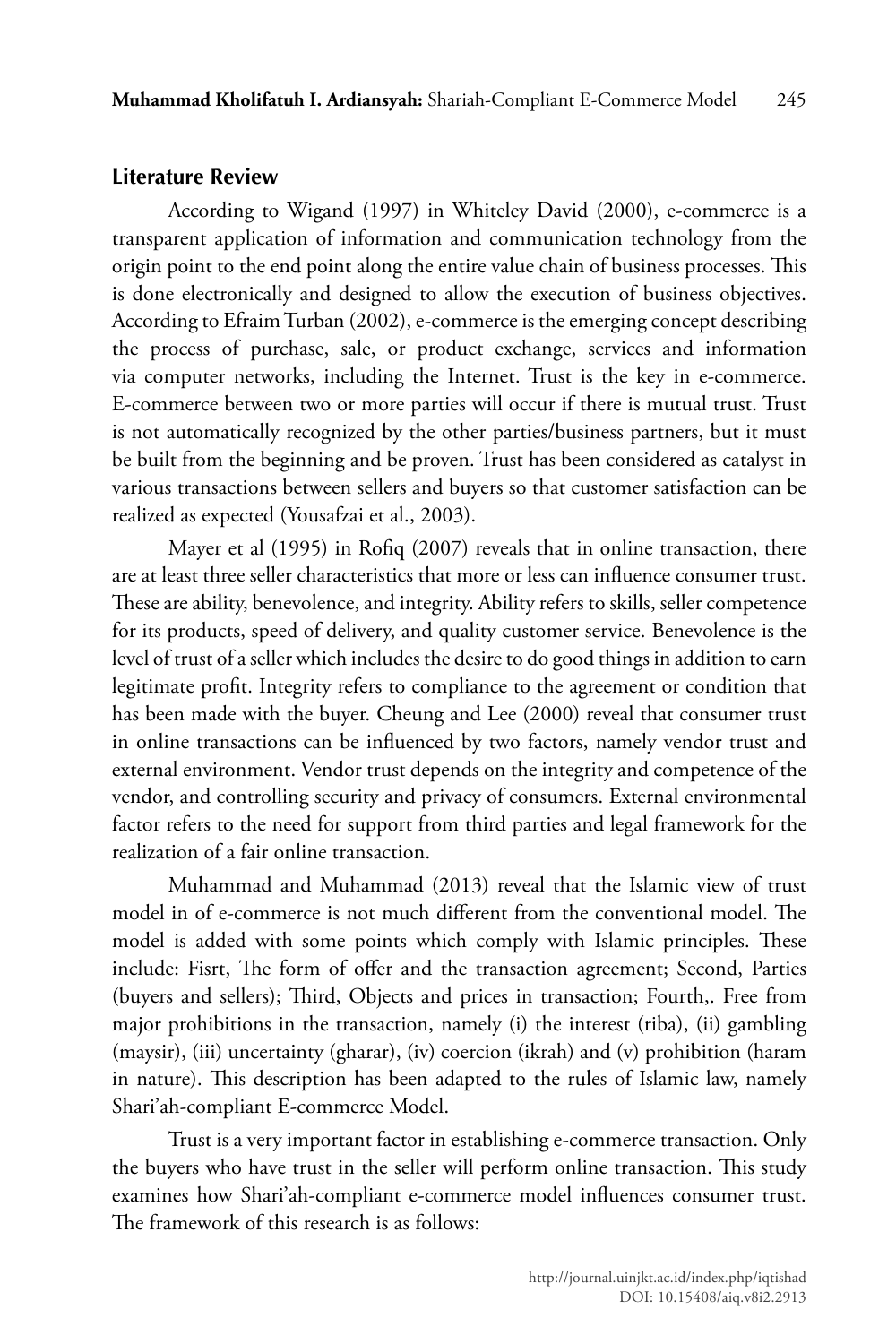## Literature Review

According to Wigand (1997) in Whiteley David (2000), e-commerce is a transparent application of information and communication technology from the origin point to the end point along the entire value chain of business processes. This is done electronically and designed to allow the execution of business objectives. According to Efraim Turban (2002), e-commerce is the emerging concept describing the process of purchase, sale, or product exchange, services and information via computer networks, including the Internet. Trust is the key in e-commerce. E-commerce between two or more parties will occur if there is mutual trust. Trust is not automatically recognized by the other parties/business partners, but it must be built from the beginning and be proven. Trust has been considered as catalyst in various transactions between sellers and buyers so that customer satisfaction can be realized as expected (Yousafzai et al., 2003).

Mayer et al (1995) in Rofiq (2007) reveals that in online transaction, there are at least three seller characteristics that more or less can influence consumer trust. These are ability, benevolence, and integrity. Ability refers to skills, seller competence for its products, speed of delivery, and quality customer service. Benevolence is the level of trust of a seller which includes the desire to do good things in addition to earn legitimate profit. Integrity refers to compliance to the agreement or condition that has been made with the buyer. Cheung and Lee (2000) reveal that consumer trust in online transactions can be influenced by two factors, namely vendor trust and external environment. Vendor trust depends on the integrity and competence of the vendor, and controlling security and privacy of consumers. External environmental factor refers to the need for support from third parties and legal framework for the realization of a fair online transaction.

Muhammad and Muhammad (2013) reveal that the Islamic view of trust model in of e-commerce is not much different from the conventional model. The model is added with some points which comply with Islamic principles. These include: Fisrt, The form of offer and the transaction agreement; Second, Parties (buyers and sellers); Third, Objects and prices in transaction; Fourth,. Free from major prohibitions in the transaction, namely (i) the interest (riba), (ii) gambling (maysir), (iii) uncertainty (gharar), (iv) coercion (ikrah) and (v) prohibition (haram in nature). This description has been adapted to the rules of Islamic law, namely Shari'ah-compliant E-commerce Model.

Trust is a very important factor in establishing e-commerce transaction. Only the buyers who have trust in the seller will perform online transaction. This study examines how Shari'ah-compliant e-commerce model influences consumer trust. The framework of this research is as follows: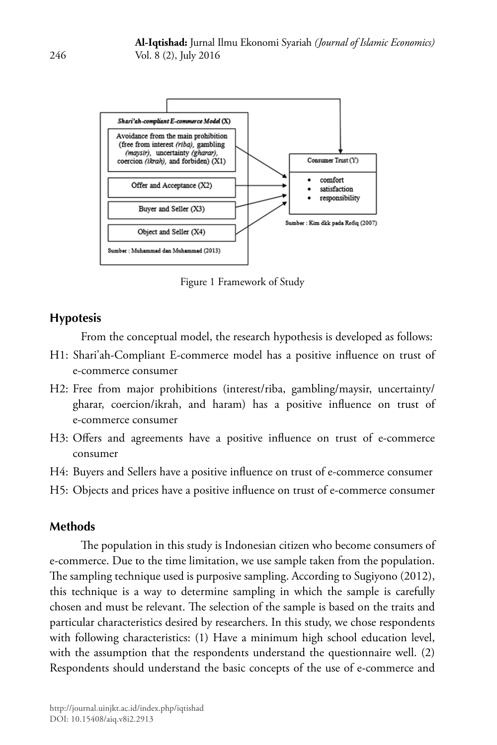Figure 1 Framework of Study

## Hypotesis

From the conceptual model, the research hypothesis is developed as follows:

H1: Shari'ah-Compliant E-commerce model has a positive influence on trust of e-commerce consumer

H2: Free from major prohibitions (interest/riba, gambling/maysir, uncertainty/gharar, coercion/ikrah, and haram) has a positive influence on trust of e-commerce consumer

H3: Offers and agreements have a positive influence on trust of e-commerce consumer

H4: Buyers and Sellers have a positive influence on trust of e-commerce consumer

H5: Objects and prices have a positive influence on trust of e-commerce consumer

## Methods

The population in this study is Indonesian citizen who become consumers of e-commerce. Due to the time limitation, we use sample taken from the population. The sampling technique used is purposive sampling. According to Sugiyono (2012), this technique is a way to determine sampling in which the sample is carefully chosen and must be relevant. The selection of the sample is based on the traits and particular characteristics desired by researchers. In this study, we chose respondents with following characteristics: (1) Have a minimum high school education level, with the assumption that the respondents understand the questionnaire well. (2) Respondents should understand the basic concepts of the use of e-commerce and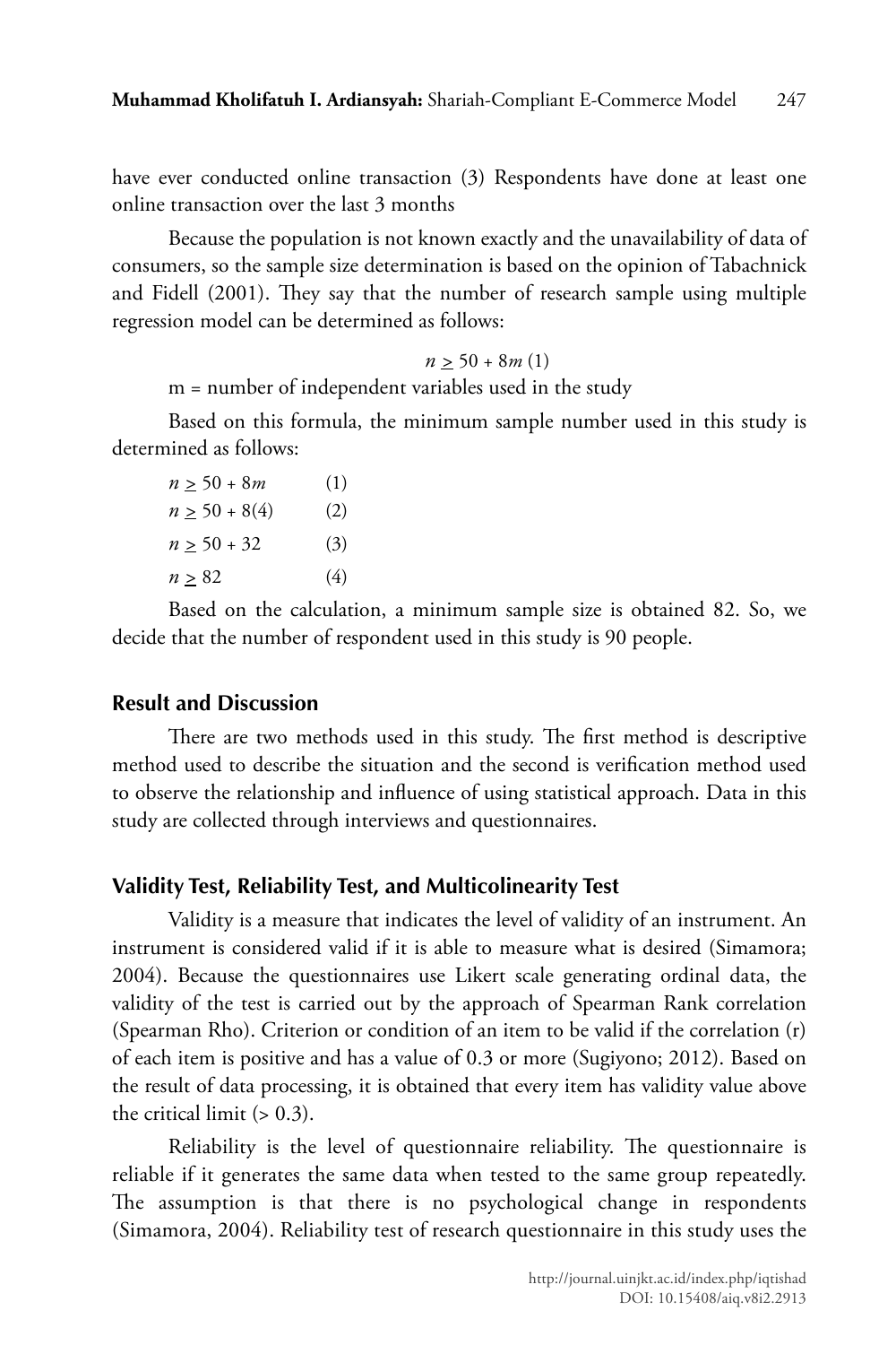have ever conducted online transaction (3) Respondents have done at least one online transaction over the last 3 months

Because the population is not known exactly and the unavailability of data of consumers, so the sample size determination is based on the opinion of Tabachnick and Fidell (2001). They say that the number of research sample using multiple regression model can be determined as follows:

$$n \geq 50 + 8m \quad (1)$$

m = number of independent variables used in the study

Based on this formula, the minimum sample number used in this study is determined as follows:

$n \geq 50 + 8m$ (1)

$n \geq 50 + 8(4)$ (2)

$n \geq 50 + 32$ (3)

$n \geq 82$ (4)

Based on the calculation, a minimum sample size is obtained 82. So, we decide that the number of respondent used in this study is 90 people.

## Result and Discussion

There are two methods used in this study. The first method is descriptive method used to describe the situation and the second is verification method used to observe the relationship and influence of using statistical approach. Data in this study are collected through interviews and questionnaires.

### Validity Test, Reliability Test, and Multicolinearity Test

Validity is a measure that indicates the level of validity of an instrument. An instrument is considered valid if it is able to measure what is desired (Simamora; 2004). Because the questionnaires use Likert scale generating ordinal data, the validity of the test is carried out by the approach of Spearman Rank correlation (Spearman Rho). Criterion or condition of an item to be valid if the correlation (r) of each item is positive and has a value of 0.3 or more (Sugiyono; 2012). Based on the result of data processing, it is obtained that every item has validity value above the critical limit (> 0.3).

Reliability is the level of questionnaire reliability. The questionnaire is reliable if it generates the same data when tested to the same group repeatedly. The assumption is that there is no psychological change in respondents (Simamora, 2004). Reliability test of research questionnaire in this study uses the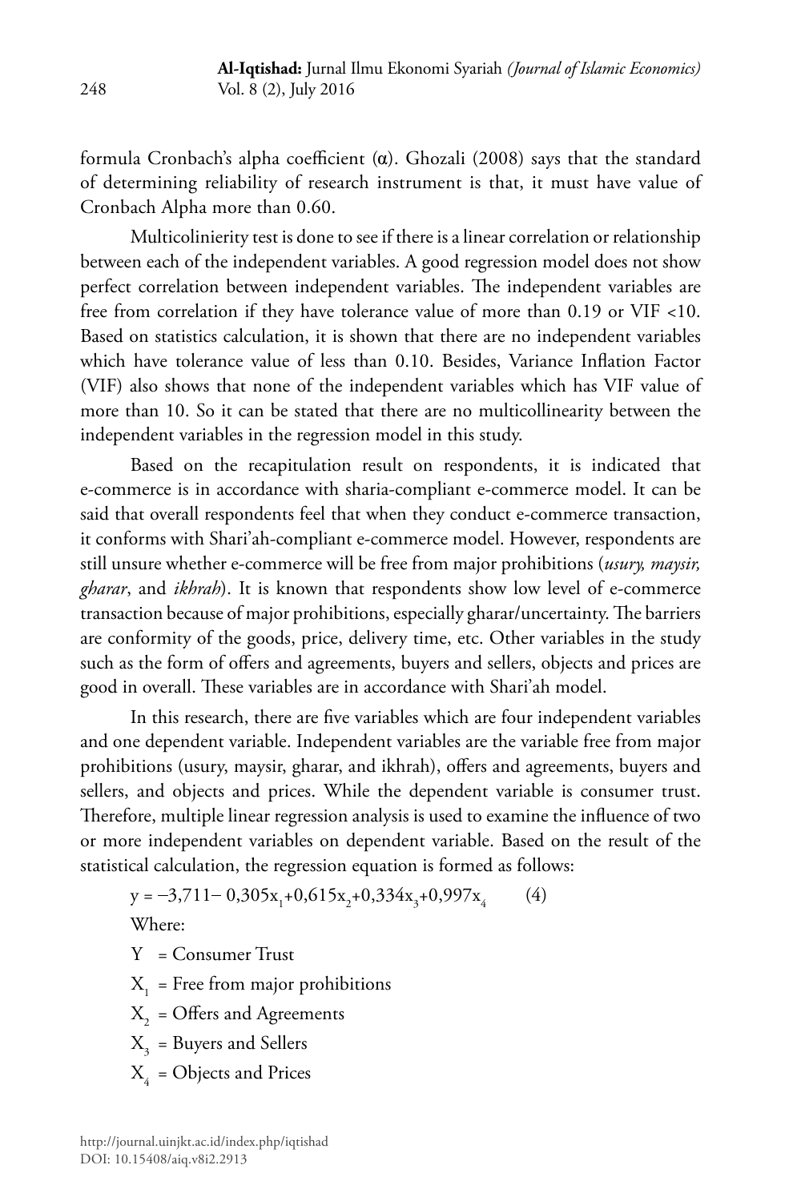formula Cronbach's alpha coefficient (α). Ghozali (2008) says that the standard of determining reliability of research instrument is that, it must have value of Cronbach Alpha more than 0.60.

Multicolinierity test is done to see if there is a linear correlation or relationship between each of the independent variables. A good regression model does not show perfect correlation between independent variables. The independent variables are free from correlation if they have tolerance value of more than 0.19 or VIF <10. Based on statistics calculation, it is shown that there are no independent variables which have tolerance value of less than 0.10. Besides, Variance Inflation Factor (VIF) also shows that none of the independent variables which has VIF value of more than 10. So it can be stated that there are no multicollinearity between the independent variables in the regression model in this study.

Based on the recapitulation result on respondents, it is indicated that e-commerce is in accordance with sharia-compliant e-commerce model. It can be said that overall respondents feel that when they conduct e-commerce transaction, it conforms with Shari'ah-compliant e-commerce model. However, respondents are still unsure whether e-commerce will be free from major prohibitions (*usury, maysir, gharar*, and *ikhrah*). It is known that respondents show low level of e-commerce transaction because of major prohibitions, especially gharar/uncertainty. The barriers are conformity of the goods, price, delivery time, etc. Other variables in the study such as the form of offers and agreements, buyers and sellers, objects and prices are good in overall. These variables are in accordance with Shari'ah model.

In this research, there are five variables which are four independent variables and one dependent variable. Independent variables are the variable free from major prohibitions (usury, maysir, gharar, and ikhrah), offers and agreements, buyers and sellers, and objects and prices. While the dependent variable is consumer trust. Therefore, multiple linear regression analysis is used to examine the influence of two or more independent variables on dependent variable. Based on the result of the statistical calculation, the regression equation is formed as follows:

$$y = -3{,}711 - 0{,}305x_1 + 0{,}615x_2 + 0{,}334x_3 + 0{,}997x_4 \qquad (4)$$

Where:

$Y$ = Consumer Trust

$X_1$ = Free from major prohibitions

$X_2$ = Offers and Agreements

$X_3$ = Buyers and Sellers

$X_4$ = Objects and Prices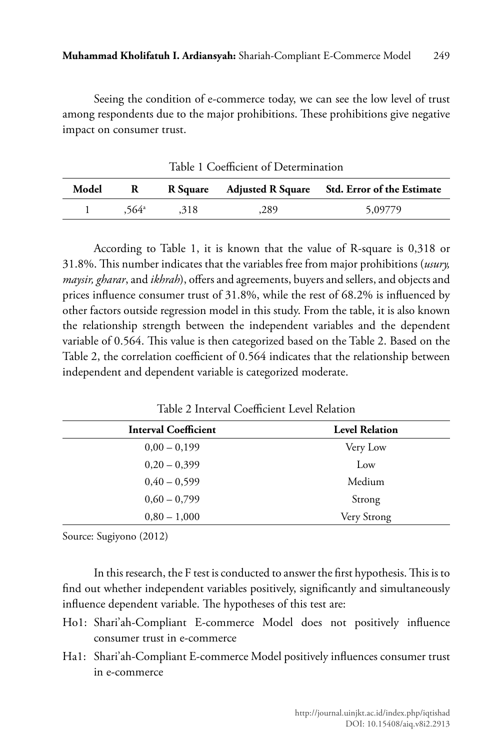Seeing the condition of e-commerce today, we can see the low level of trust among respondents due to the major prohibitions. These prohibitions give negative impact on consumer trust.

Table 1 Coefficient of Determination

| Model | R | R Square | Adjusted R Square | Std. Error of the Estimate |
|---|---|---|---|---|
| 1 | ,564[a] | ,318 | ,289 | 5,09779 |

According to Table 1, it is known that the value of R-square is 0,318 or 31.8%. This number indicates that the variables free from major prohibitions (*usury, maysir, gharar*, and *ikhrah*), offers and agreements, buyers and sellers, and objects and prices influence consumer trust of 31.8%, while the rest of 68.2% is influenced by other factors outside regression model in this study. From the table, it is also known the relationship strength between the independent variables and the dependent variable of 0.564. This value is then categorized based on the Table 2. Based on the Table 2, the correlation coefficient of 0.564 indicates that the relationship between independent and dependent variable is categorized moderate.

Table 2 Interval Coefficient Level Relation

| Interval Coefficient | Level Relation |
|---|---|
| 0,00 – 0,199 | Very Low |
| 0,20 – 0,399 | Low |
| 0,40 – 0,599 | Medium |
| 0,60 – 0,799 | Strong |
| 0,80 – 1,000 | Very Strong |

Source: Sugiyono (2012)

In this research, the F test is conducted to answer the first hypothesis. This is to find out whether independent variables positively, significantly and simultaneously influence dependent variable. The hypotheses of this test are:

- Ho1: Shari'ah-Compliant E-commerce Model does not positively influence consumer trust in e-commerce
- Ha1: Shari'ah-Compliant E-commerce Model positively influences consumer trust in e-commerce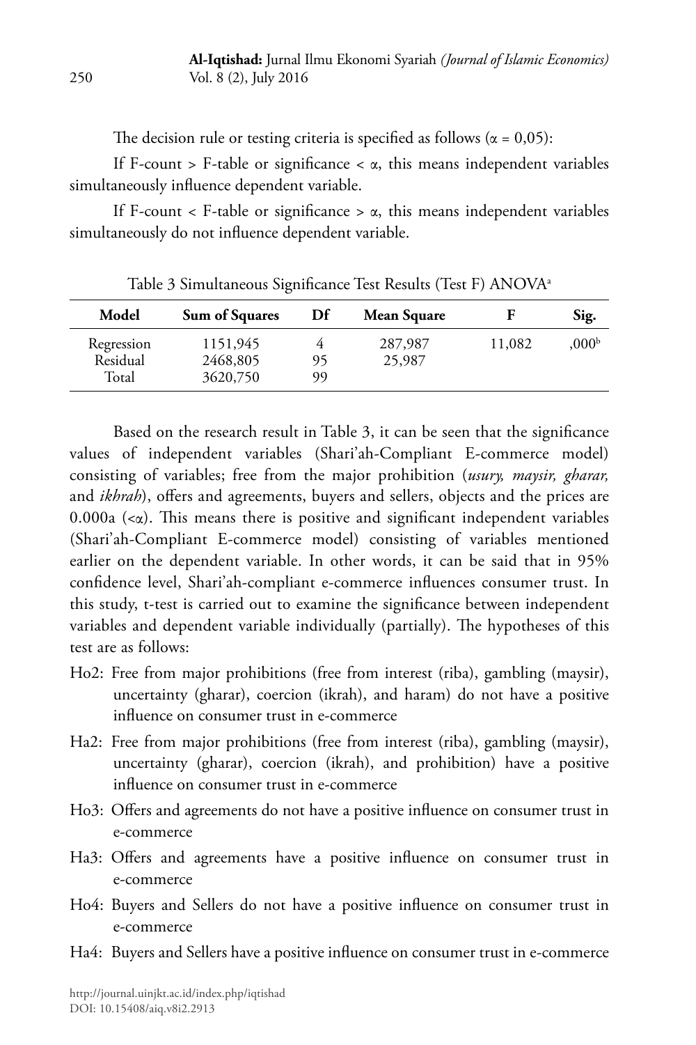The decision rule or testing criteria is specified as follows ($\alpha = 0,05$):

If F-count > F-table or significance < $\alpha$, this means independent variables simultaneously influence dependent variable.

If F-count < F-table or significance > $\alpha$, this means independent variables simultaneously do not influence dependent variable.

Table 3 Simultaneous Significance Test Results (Test F) ANOVA[a]

| Model | Sum of Squares | Df | Mean Square | F | Sig. |
|---|---|---|---|---|---|
| Regression | 1151,945 | 4 | 287,987 | 11,082 | ,000[b] |
| Residual | 2468,805 | 95 | 25,987 | | |
| Total | 3620,750 | 99 | | | |

Based on the research result in Table 3, it can be seen that the significance values of independent variables (Shari'ah-Compliant E-commerce model) consisting of variables; free from the major prohibition (*usury, maysir, gharar,* and *ikhrah*), offers and agreements, buyers and sellers, objects and the prices are 0.000a (<$\alpha$). This means there is positive and significant independent variables (Shari'ah-Compliant E-commerce model) consisting of variables mentioned earlier on the dependent variable. In other words, it can be said that in 95% confidence level, Shari'ah-compliant e-commerce influences consumer trust. In this study, t-test is carried out to examine the significance between independent variables and dependent variable individually (partially). The hypotheses of this test are as follows:

- Ho2: Free from major prohibitions (free from interest (riba), gambling (maysir), uncertainty (gharar), coercion (ikrah), and haram) do not have a positive influence on consumer trust in e-commerce
- Ha2: Free from major prohibitions (free from interest (riba), gambling (maysir), uncertainty (gharar), coercion (ikrah), and prohibition) have a positive influence on consumer trust in e-commerce
- Ho3: Offers and agreements do not have a positive influence on consumer trust in e-commerce
- Ha3: Offers and agreements have a positive influence on consumer trust in e-commerce
- Ho4: Buyers and Sellers do not have a positive influence on consumer trust in e-commerce
- Ha4: Buyers and Sellers have a positive influence on consumer trust in e-commerce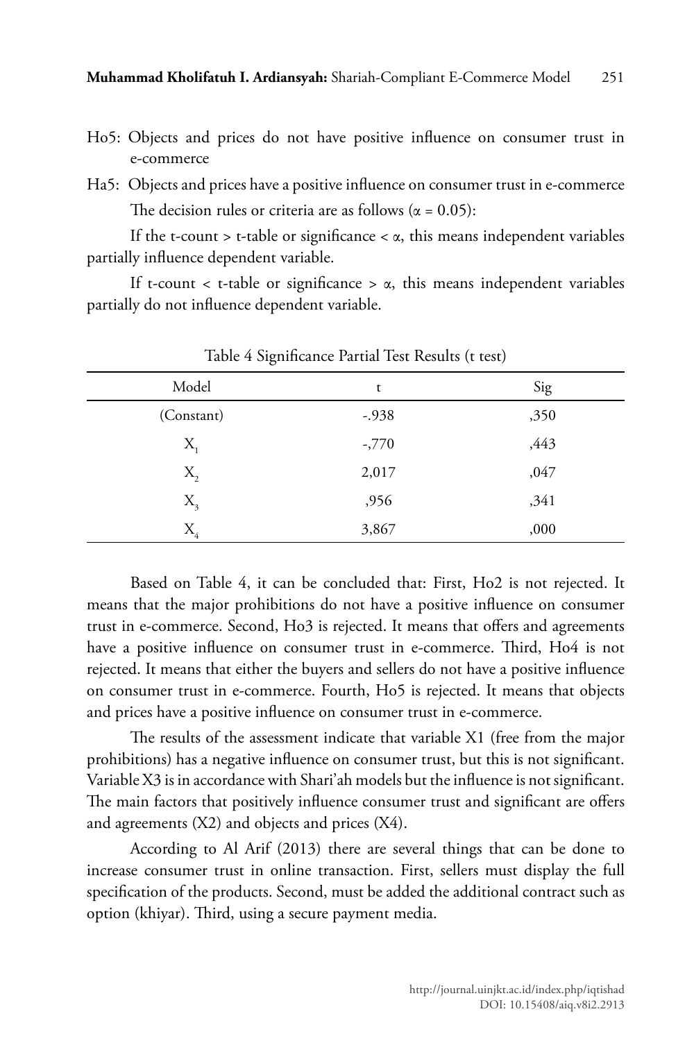Ho5: Objects and prices do not have positive influence on consumer trust in e-commerce

Ha5: Objects and prices have a positive influence on consumer trust in e-commerce

The decision rules or criteria are as follows ($\alpha = 0.05$):

If the t-count > t-table or significance < $\alpha$, this means independent variables partially influence dependent variable.

If t-count < t-table or significance > $\alpha$, this means independent variables partially do not influence dependent variable.

Table 4 Significance Partial Test Results (t test)

| Model | t | Sig |
|---|---|---|
| (Constant) | -.938 | ,350 |
| $X_1$ | -,770 | ,443 |
| $X_2$ | 2,017 | ,047 |
| $X_3$ | ,956 | ,341 |
| $X_4$ | 3,867 | ,000 |

Based on Table 4, it can be concluded that: First, Ho2 is not rejected. It means that the major prohibitions do not have a positive influence on consumer trust in e-commerce. Second, Ho3 is rejected. It means that offers and agreements have a positive influence on consumer trust in e-commerce. Third, Ho4 is not rejected. It means that either the buyers and sellers do not have a positive influence on consumer trust in e-commerce. Fourth, Ho5 is rejected. It means that objects and prices have a positive influence on consumer trust in e-commerce.

The results of the assessment indicate that variable X1 (free from the major prohibitions) has a negative influence on consumer trust, but this is not significant. Variable X3 is in accordance with Shari'ah models but the influence is not significant. The main factors that positively influence consumer trust and significant are offers and agreements (X2) and objects and prices (X4).

According to Al Arif (2013) there are several things that can be done to increase consumer trust in online transaction. First, sellers must display the full specification of the products. Second, must be added the additional contract such as option (khiyar). Third, using a secure payment media.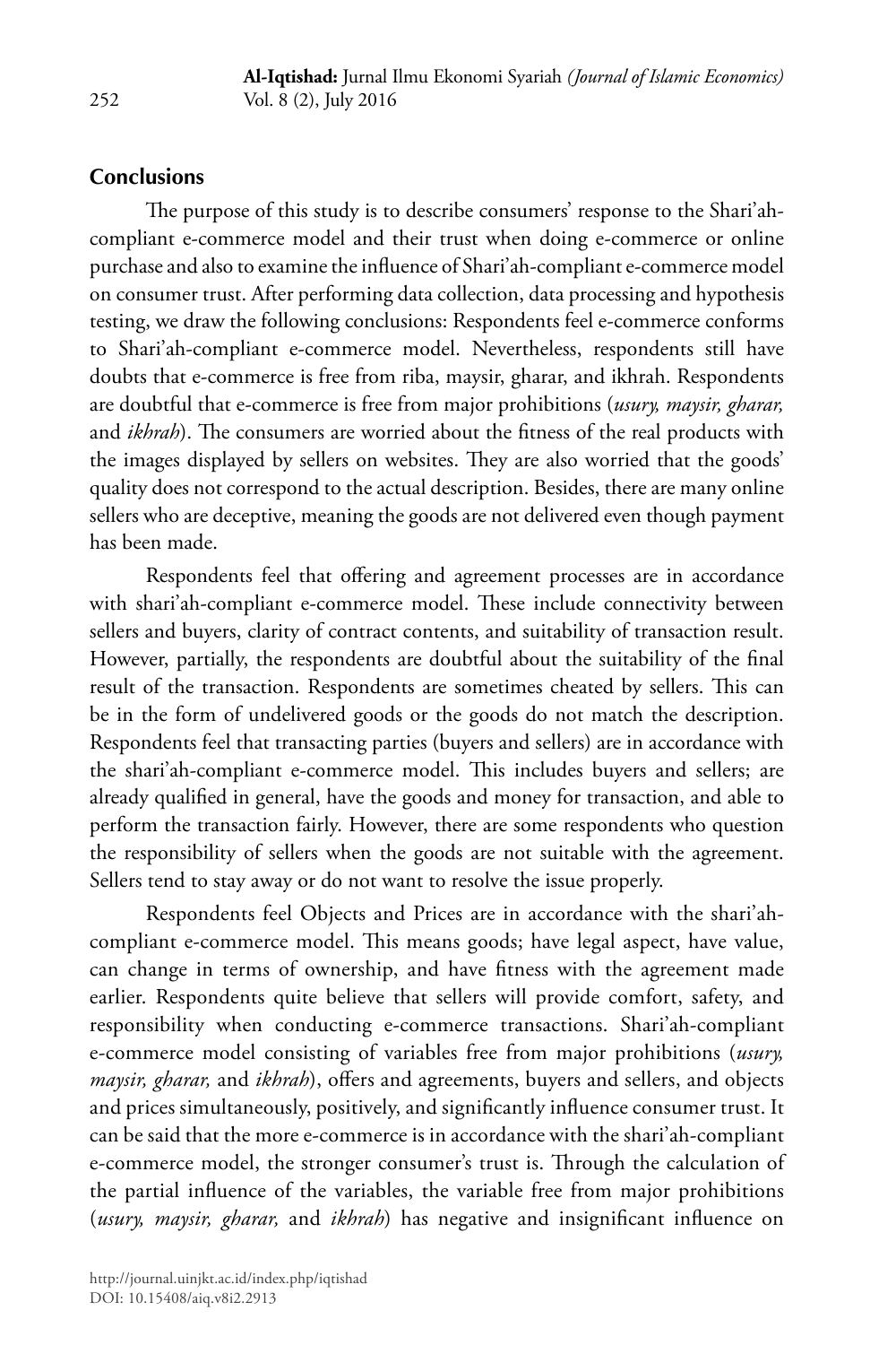## Conclusions

The purpose of this study is to describe consumers' response to the Shari'ah-compliant e-commerce model and their trust when doing e-commerce or online purchase and also to examine the influence of Shari'ah-compliant e-commerce model on consumer trust. After performing data collection, data processing and hypothesis testing, we draw the following conclusions: Respondents feel e-commerce conforms to Shari'ah-compliant e-commerce model. Nevertheless, respondents still have doubts that e-commerce is free from riba, maysir, gharar, and ikhrah. Respondents are doubtful that e-commerce is free from major prohibitions (*usury, maysir, gharar,* and *ikhrah*). The consumers are worried about the fitness of the real products with the images displayed by sellers on websites. They are also worried that the goods' quality does not correspond to the actual description. Besides, there are many online sellers who are deceptive, meaning the goods are not delivered even though payment has been made.

Respondents feel that offering and agreement processes are in accordance with shari'ah-compliant e-commerce model. These include connectivity between sellers and buyers, clarity of contract contents, and suitability of transaction result. However, partially, the respondents are doubtful about the suitability of the final result of the transaction. Respondents are sometimes cheated by sellers. This can be in the form of undelivered goods or the goods do not match the description. Respondents feel that transacting parties (buyers and sellers) are in accordance with the shari'ah-compliant e-commerce model. This includes buyers and sellers; are already qualified in general, have the goods and money for transaction, and able to perform the transaction fairly. However, there are some respondents who question the responsibility of sellers when the goods are not suitable with the agreement. Sellers tend to stay away or do not want to resolve the issue properly.

Respondents feel Objects and Prices are in accordance with the shari'ah-compliant e-commerce model. This means goods; have legal aspect, have value, can change in terms of ownership, and have fitness with the agreement made earlier. Respondents quite believe that sellers will provide comfort, safety, and responsibility when conducting e-commerce transactions. Shari'ah-compliant e-commerce model consisting of variables free from major prohibitions (*usury, maysir, gharar,* and *ikhrah*), offers and agreements, buyers and sellers, and objects and prices simultaneously, positively, and significantly influence consumer trust. It can be said that the more e-commerce is in accordance with the shari'ah-compliant e-commerce model, the stronger consumer's trust is. Through the calculation of the partial influence of the variables, the variable free from major prohibitions (*usury, maysir, gharar,* and *ikhrah*) has negative and insignificant influence on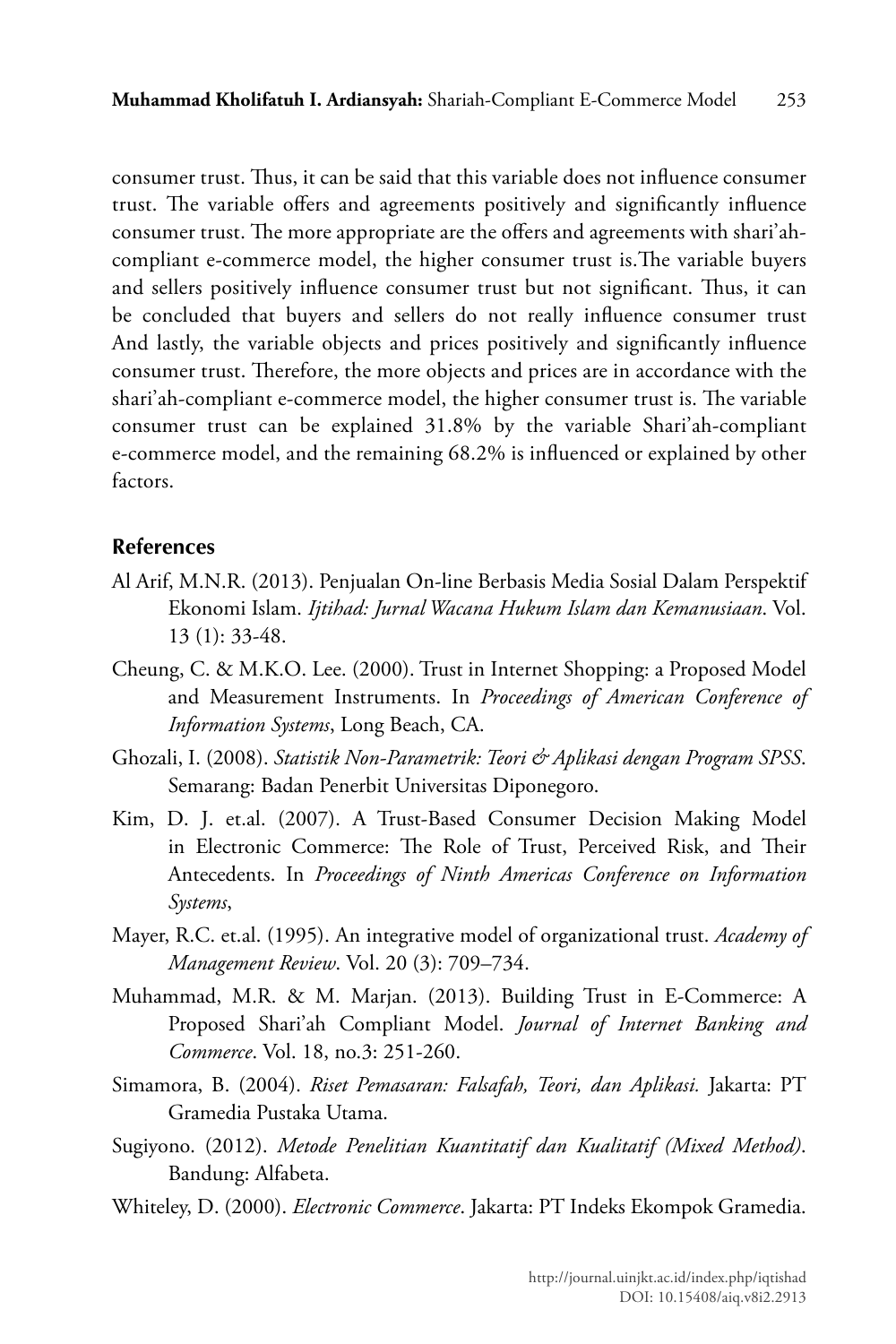consumer trust. Thus, it can be said that this variable does not influence consumer trust. The variable offers and agreements positively and significantly influence consumer trust. The more appropriate are the offers and agreements with shari'ah-compliant e-commerce model, the higher consumer trust is.The variable buyers and sellers positively influence consumer trust but not significant. Thus, it can be concluded that buyers and sellers do not really influence consumer trust And lastly, the variable objects and prices positively and significantly influence consumer trust. Therefore, the more objects and prices are in accordance with the shari'ah-compliant e-commerce model, the higher consumer trust is. The variable consumer trust can be explained 31.8% by the variable Shari'ah-compliant e-commerce model, and the remaining 68.2% is influenced or explained by other factors.

## References

Al Arif, M.N.R. (2013). Penjualan On-line Berbasis Media Sosial Dalam Perspektif Ekonomi Islam. *Ijtihad: Jurnal Wacana Hukum Islam dan Kemanusiaan*. Vol. 13 (1): 33-48.

Cheung, C. & M.K.O. Lee. (2000). Trust in Internet Shopping: a Proposed Model and Measurement Instruments. In *Proceedings of American Conference of Information Systems*, Long Beach, CA.

Ghozali, I. (2008). *Statistik Non-Parametrik: Teori & Aplikasi dengan Program SPSS*. Semarang: Badan Penerbit Universitas Diponegoro.

Kim, D. J. et.al. (2007). A Trust-Based Consumer Decision Making Model in Electronic Commerce: The Role of Trust, Perceived Risk, and Their Antecedents. In *Proceedings of Ninth Americas Conference on Information Systems*,

Mayer, R.C. et.al. (1995). An integrative model of organizational trust. *Academy of Management Review*. Vol. 20 (3): 709–734.

Muhammad, M.R. & M. Marjan. (2013). Building Trust in E-Commerce: A Proposed Shari'ah Compliant Model. *Journal of Internet Banking and Commerce*. Vol. 18, no.3: 251-260.

Simamora, B. (2004). *Riset Pemasaran: Falsafah, Teori, dan Aplikasi.* Jakarta: PT Gramedia Pustaka Utama.

Sugiyono. (2012). *Metode Penelitian Kuantitatif dan Kualitatif (Mixed Method)*. Bandung: Alfabeta.

Whiteley, D. (2000). *Electronic Commerce*. Jakarta: PT Indeks Ekompok Gramedia.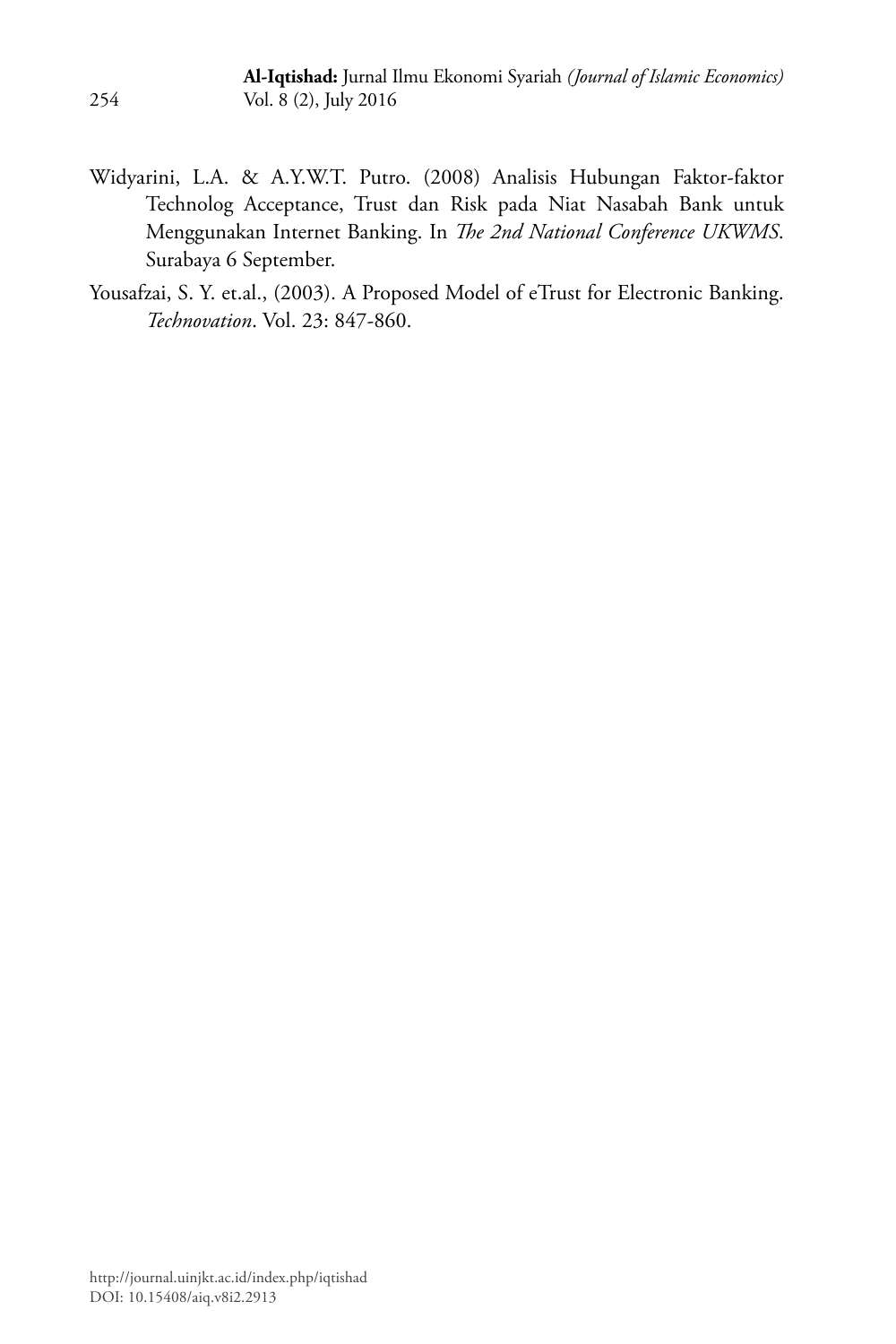Widyarini, L.A. & A.Y.W.T. Putro. (2008) Analisis Hubungan Faktor-faktor Technolog Acceptance, Trust dan Risk pada Niat Nasabah Bank untuk Menggunakan Internet Banking. In *The 2nd National Conference UKWMS*. Surabaya 6 September.

Yousafzai, S. Y. et.al., (2003). A Proposed Model of eTrust for Electronic Banking. *Technovation*. Vol. 23: 847-860.